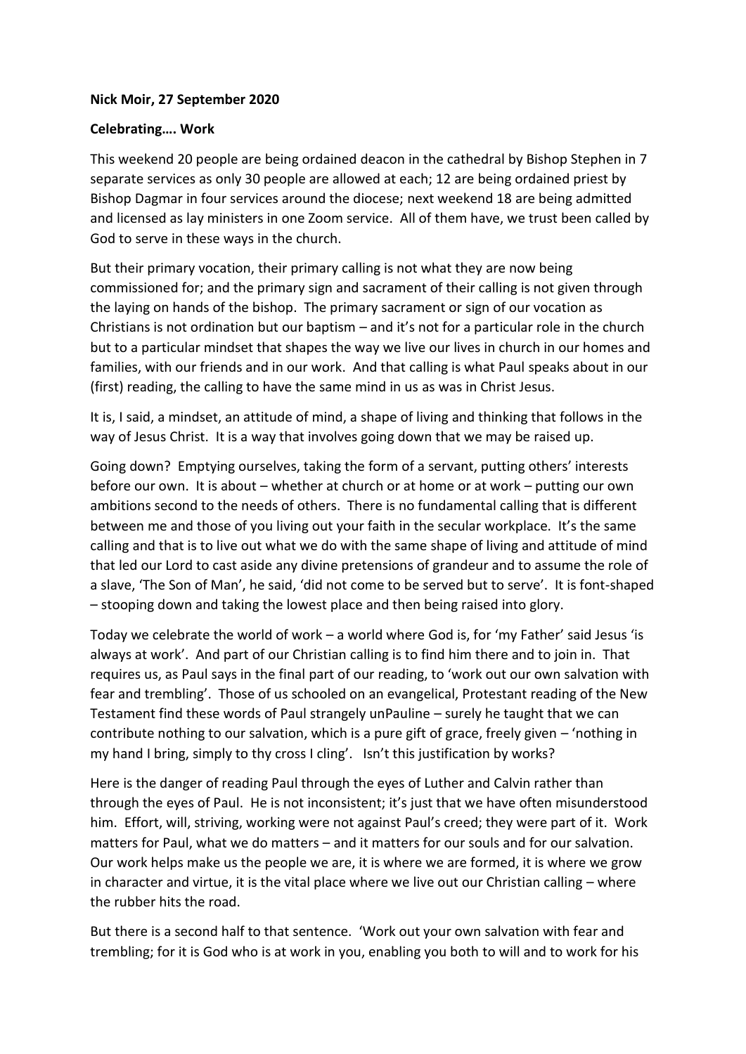**Nick Moir, 27 September 2020**

**Celebrating…. Work**

This weekend 20 people are being ordained deacon in the cathedral by Bishop Stephen in 7 separate services as only 30 people are allowed at each; 12 are being ordained priest by Bishop Dagmar in four services around the diocese; next weekend 18 are being admitted and licensed as lay ministers in one Zoom service. All of them have, we trust been called by God to serve in these ways in the church.

But their primary vocation, their primary calling is not what they are now being commissioned for; and the primary sign and sacrament of their calling is not given through the laying on hands of the bishop. The primary sacrament or sign of our vocation as Christians is not ordination but our baptism – and it's not for a particular role in the church but to a particular mindset that shapes the way we live our lives in church in our homes and families, with our friends and in our work. And that calling is what Paul speaks about in our (first) reading, the calling to have the same mind in us as was in Christ Jesus.

It is, I said, a mindset, an attitude of mind, a shape of living and thinking that follows in the way of Jesus Christ. It is a way that involves going down that we may be raised up.

Going down? Emptying ourselves, taking the form of a servant, putting others' interests before our own. It is about – whether at church or at home or at work – putting our own ambitions second to the needs of others. There is no fundamental calling that is different between me and those of you living out your faith in the secular workplace. It's the same calling and that is to live out what we do with the same shape of living and attitude of mind that led our Lord to cast aside any divine pretensions of grandeur and to assume the role of a slave, 'The Son of Man', he said, 'did not come to be served but to serve'. It is font-shaped – stooping down and taking the lowest place and then being raised into glory.

Today we celebrate the world of work – a world where God is, for 'my Father' said Jesus 'is always at work'. And part of our Christian calling is to find him there and to join in. That requires us, as Paul says in the final part of our reading, to 'work out our own salvation with fear and trembling'. Those of us schooled on an evangelical, Protestant reading of the New Testament find these words of Paul strangely unPauline – surely he taught that we can contribute nothing to our salvation, which is a pure gift of grace, freely given – 'nothing in my hand I bring, simply to thy cross I cling'. Isn't this justification by works?

Here is the danger of reading Paul through the eyes of Luther and Calvin rather than through the eyes of Paul. He is not inconsistent; it's just that we have often misunderstood him. Effort, will, striving, working were not against Paul's creed; they were part of it. Work matters for Paul, what we do matters – and it matters for our souls and for our salvation. Our work helps make us the people we are, it is where we are formed, it is where we grow in character and virtue, it is the vital place where we live out our Christian calling – where the rubber hits the road.

But there is a second half to that sentence. 'Work out your own salvation with fear and trembling; for it is God who is at work in you, enabling you both to will and to work for his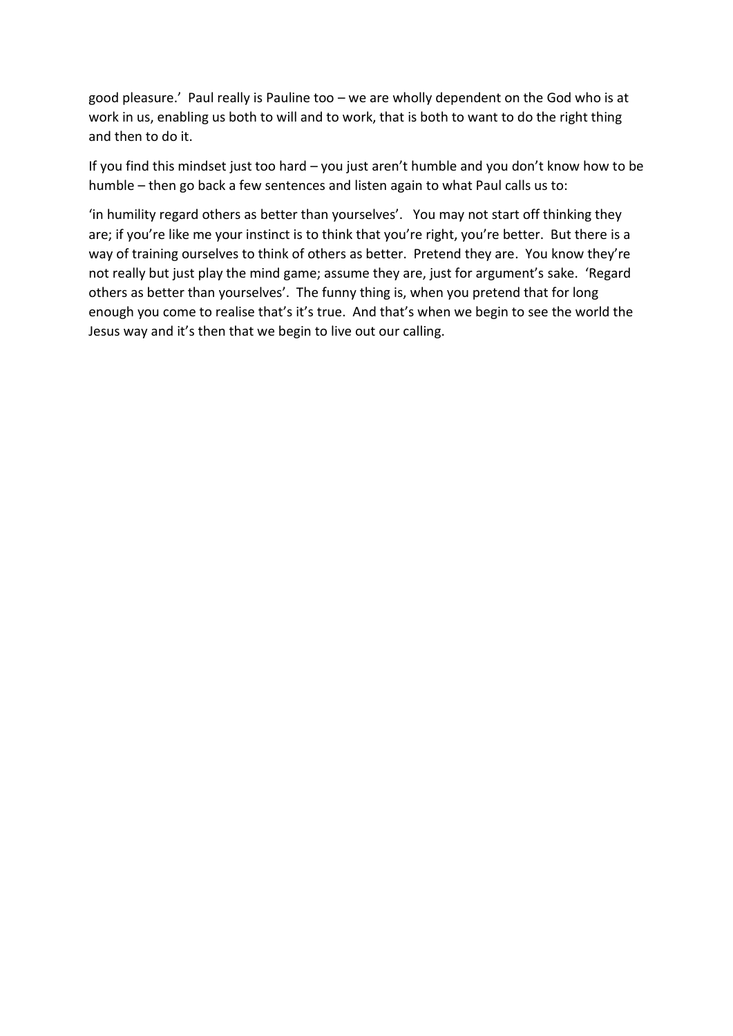good pleasure.' Paul really is Pauline too – we are wholly dependent on the God who is at work in us, enabling us both to will and to work, that is both to want to do the right thing and then to do it.

If you find this mindset just too hard – you just aren't humble and you don't know how to be humble – then go back a few sentences and listen again to what Paul calls us to:

'in humility regard others as better than yourselves'. You may not start off thinking they are; if you're like me your instinct is to think that you're right, you're better. But there is a way of training ourselves to think of others as better. Pretend they are. You know they're not really but just play the mind game; assume they are, just for argument's sake. 'Regard others as better than yourselves'. The funny thing is, when you pretend that for long enough you come to realise that's it's true. And that's when we begin to see the world the Jesus way and it's then that we begin to live out our calling.